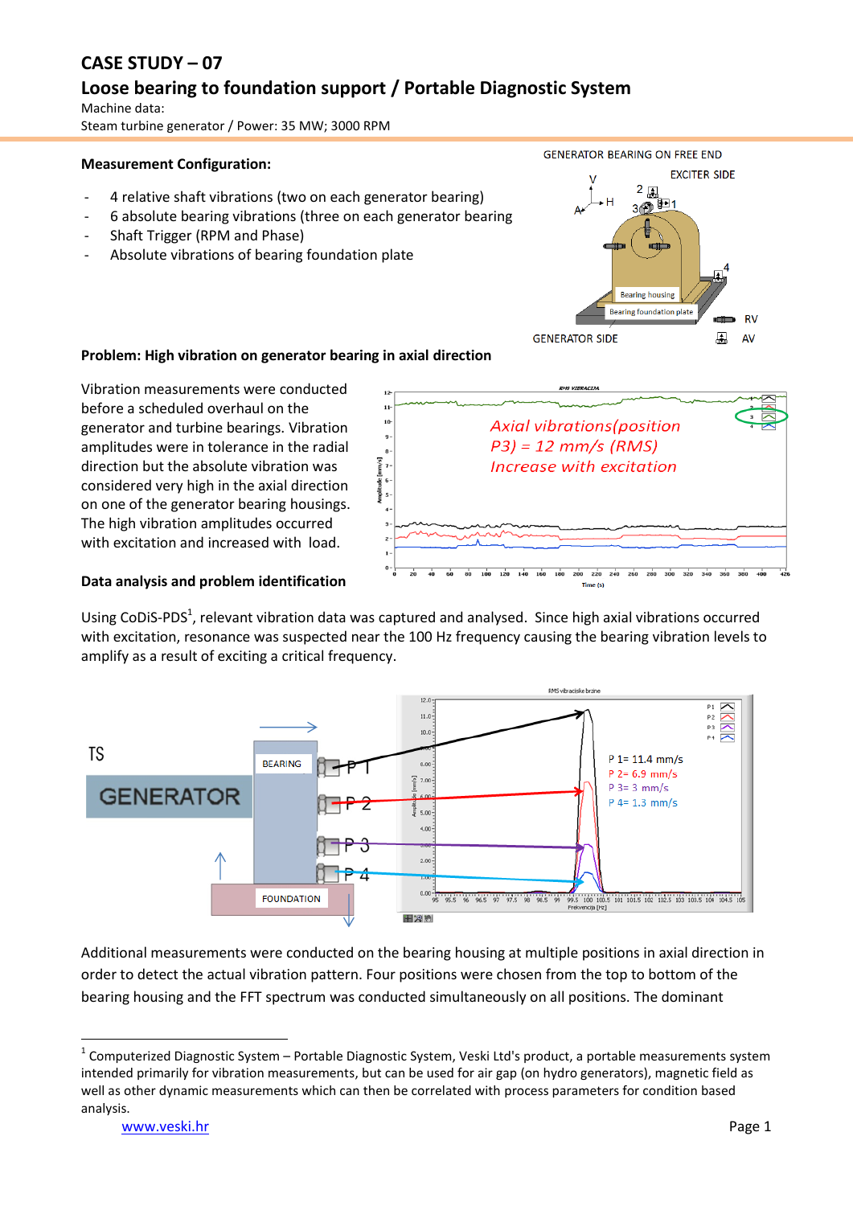# CASE STUDY – 07

## Loose bearing to foundation support / Portable Diagnostic System

Machine data:
Steam turbine generator / Power: 35 MW; 3000 RPM

**Measurement Configuration:**

- 4 relative shaft vibrations (two on each generator bearing)
- 6 absolute bearing vibrations (three on each generator bearing
- Shaft Trigger (RPM and Phase)
- Absolute vibrations of bearing foundation plate

**Problem: High vibration on generator bearing in axial direction**

Vibration measurements were conducted before a scheduled overhaul on the generator and turbine bearings. Vibration amplitudes were in tolerance in the radial direction but the absolute vibration was considered very high in the axial direction on one of the generator bearing housings. The high vibration amplitudes occurred with excitation and increased with load.

**Data analysis and problem identification**

Using CoDiS-PDS[1], relevant vibration data was captured and analysed. Since high axial vibrations occurred with excitation, resonance was suspected near the 100 Hz frequency causing the bearing vibration levels to amplify as a result of exciting a critical frequency.

Additional measurements were conducted on the bearing housing at multiple positions in axial direction in order to detect the actual vibration pattern. Four positions were chosen from the top to bottom of the bearing housing and the FFT spectrum was conducted simultaneously on all positions. The dominant

---

[1] Computerized Diagnostic System – Portable Diagnostic System, Veski Ltd's product, a portable measurements system intended primarily for vibration measurements, but can be used for air gap (on hydro generators), magnetic field as well as other dynamic measurements which can then be correlated with process parameters for condition based analysis.

www.veski.hr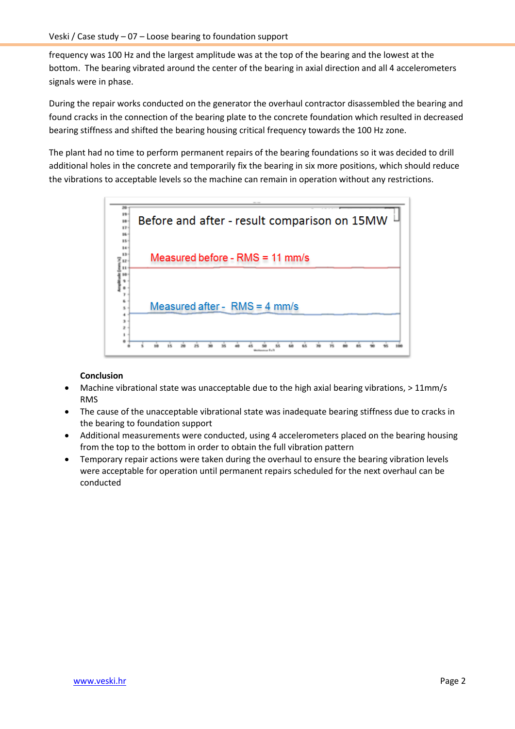frequency was 100 Hz and the largest amplitude was at the top of the bearing and the lowest at the bottom. The bearing vibrated around the center of the bearing in axial direction and all 4 accelerometers signals were in phase.

During the repair works conducted on the generator the overhaul contractor disassembled the bearing and found cracks in the connection of the bearing plate to the concrete foundation which resulted in decreased bearing stiffness and shifted the bearing housing critical frequency towards the 100 Hz zone.

The plant had no time to perform permanent repairs of the bearing foundations so it was decided to drill additional holes in the concrete and temporarily fix the bearing in six more positions, which should reduce the vibrations to acceptable levels so the machine can remain in operation without any restrictions.

Before and after - result comparison on 15MW

Measured before - RMS = 11 mm/s

Measured after - RMS = 4 mm/s

**Conclusion**

- Machine vibrational state was unacceptable due to the high axial bearing vibrations, > 11mm/s RMS
- The cause of the unacceptable vibrational state was inadequate bearing stiffness due to cracks in the bearing to foundation support
- Additional measurements were conducted, using 4 accelerometers placed on the bearing housing from the top to the bottom in order to obtain the full vibration pattern
- Temporary repair actions were taken during the overhaul to ensure the bearing vibration levels were acceptable for operation until permanent repairs scheduled for the next overhaul can be conducted

www.veski.hr